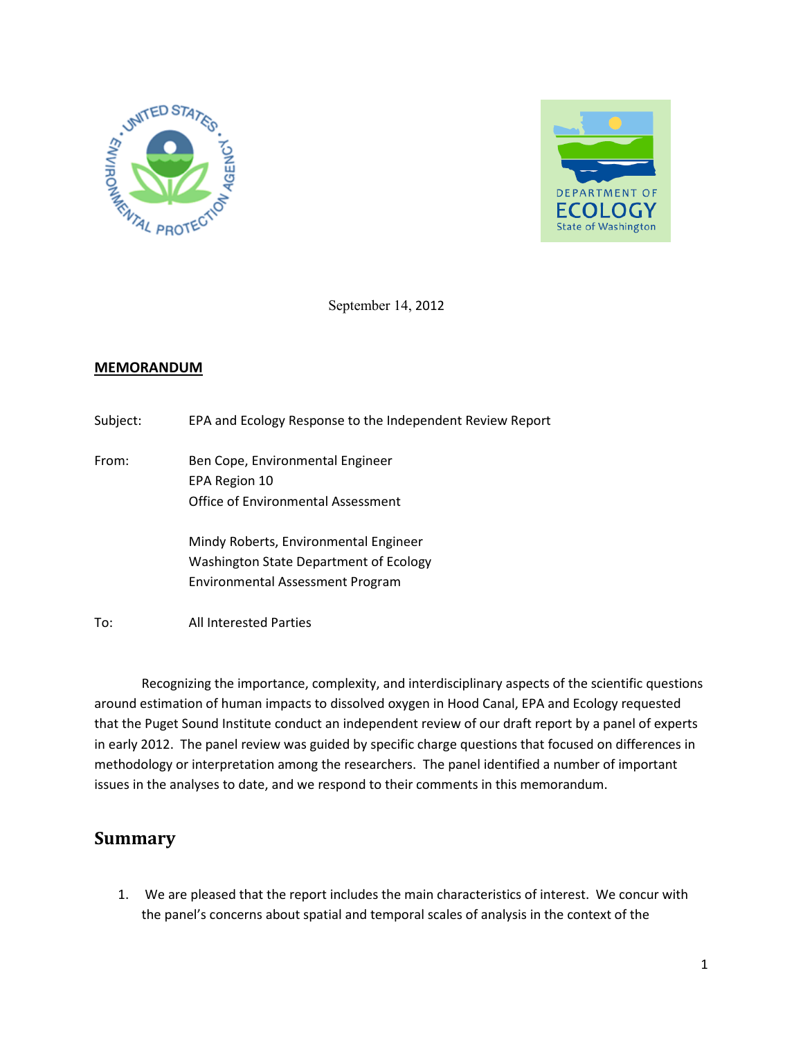September 14, 2012

**MEMORANDUM**

Subject: EPA and Ecology Response to the Independent Review Report

From: Ben Cope, Environmental Engineer
EPA Region 10
Office of Environmental Assessment

Mindy Roberts, Environmental Engineer
Washington State Department of Ecology
Environmental Assessment Program

To: All Interested Parties

Recognizing the importance, complexity, and interdisciplinary aspects of the scientific questions around estimation of human impacts to dissolved oxygen in Hood Canal, EPA and Ecology requested that the Puget Sound Institute conduct an independent review of our draft report by a panel of experts in early 2012. The panel review was guided by specific charge questions that focused on differences in methodology or interpretation among the researchers. The panel identified a number of important issues in the analyses to date, and we respond to their comments in this memorandum.

## Summary

1. We are pleased that the report includes the main characteristics of interest. We concur with the panel's concerns about spatial and temporal scales of analysis in the context of the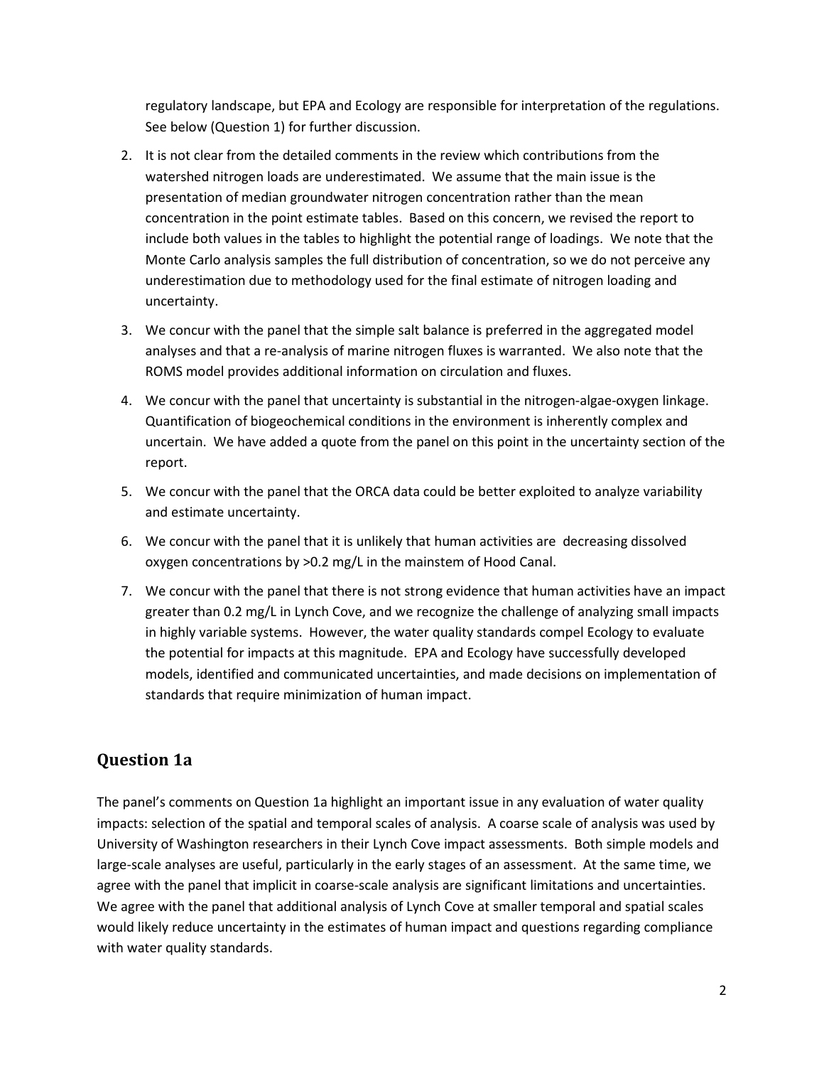regulatory landscape, but EPA and Ecology are responsible for interpretation of the regulations. See below (Question 1) for further discussion.

2. It is not clear from the detailed comments in the review which contributions from the watershed nitrogen loads are underestimated. We assume that the main issue is the presentation of median groundwater nitrogen concentration rather than the mean concentration in the point estimate tables. Based on this concern, we revised the report to include both values in the tables to highlight the potential range of loadings. We note that the Monte Carlo analysis samples the full distribution of concentration, so we do not perceive any underestimation due to methodology used for the final estimate of nitrogen loading and uncertainty.
3. We concur with the panel that the simple salt balance is preferred in the aggregated model analyses and that a re-analysis of marine nitrogen fluxes is warranted. We also note that the ROMS model provides additional information on circulation and fluxes.
4. We concur with the panel that uncertainty is substantial in the nitrogen-algae-oxygen linkage. Quantification of biogeochemical conditions in the environment is inherently complex and uncertain. We have added a quote from the panel on this point in the uncertainty section of the report.
5. We concur with the panel that the ORCA data could be better exploited to analyze variability and estimate uncertainty.
6. We concur with the panel that it is unlikely that human activities are decreasing dissolved oxygen concentrations by >0.2 mg/L in the mainstem of Hood Canal.
7. We concur with the panel that there is not strong evidence that human activities have an impact greater than 0.2 mg/L in Lynch Cove, and we recognize the challenge of analyzing small impacts in highly variable systems. However, the water quality standards compel Ecology to evaluate the potential for impacts at this magnitude. EPA and Ecology have successfully developed models, identified and communicated uncertainties, and made decisions on implementation of standards that require minimization of human impact.

## Question 1a

The panel's comments on Question 1a highlight an important issue in any evaluation of water quality impacts: selection of the spatial and temporal scales of analysis. A coarse scale of analysis was used by University of Washington researchers in their Lynch Cove impact assessments. Both simple models and large-scale analyses are useful, particularly in the early stages of an assessment. At the same time, we agree with the panel that implicit in coarse-scale analysis are significant limitations and uncertainties. We agree with the panel that additional analysis of Lynch Cove at smaller temporal and spatial scales would likely reduce uncertainty in the estimates of human impact and questions regarding compliance with water quality standards.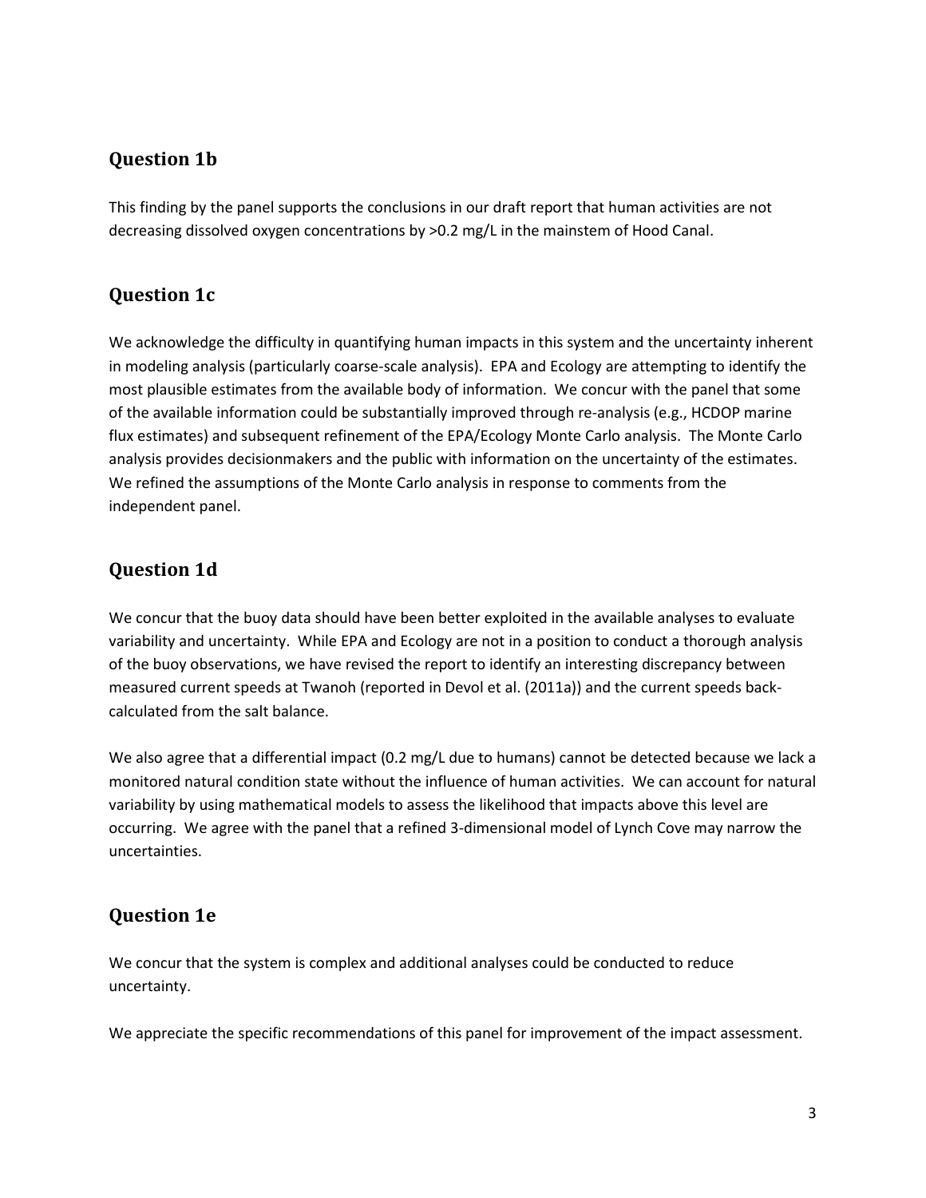## Question 1b

This finding by the panel supports the conclusions in our draft report that human activities are not decreasing dissolved oxygen concentrations by >0.2 mg/L in the mainstem of Hood Canal.

## Question 1c

We acknowledge the difficulty in quantifying human impacts in this system and the uncertainty inherent in modeling analysis (particularly coarse-scale analysis). EPA and Ecology are attempting to identify the most plausible estimates from the available body of information. We concur with the panel that some of the available information could be substantially improved through re-analysis (e.g., HCDOP marine flux estimates) and subsequent refinement of the EPA/Ecology Monte Carlo analysis. The Monte Carlo analysis provides decisionmakers and the public with information on the uncertainty of the estimates. We refined the assumptions of the Monte Carlo analysis in response to comments from the independent panel.

## Question 1d

We concur that the buoy data should have been better exploited in the available analyses to evaluate variability and uncertainty. While EPA and Ecology are not in a position to conduct a thorough analysis of the buoy observations, we have revised the report to identify an interesting discrepancy between measured current speeds at Twanoh (reported in Devol et al. (2011a)) and the current speeds back-calculated from the salt balance.

We also agree that a differential impact (0.2 mg/L due to humans) cannot be detected because we lack a monitored natural condition state without the influence of human activities. We can account for natural variability by using mathematical models to assess the likelihood that impacts above this level are occurring. We agree with the panel that a refined 3-dimensional model of Lynch Cove may narrow the uncertainties.

## Question 1e

We concur that the system is complex and additional analyses could be conducted to reduce uncertainty.

We appreciate the specific recommendations of this panel for improvement of the impact assessment.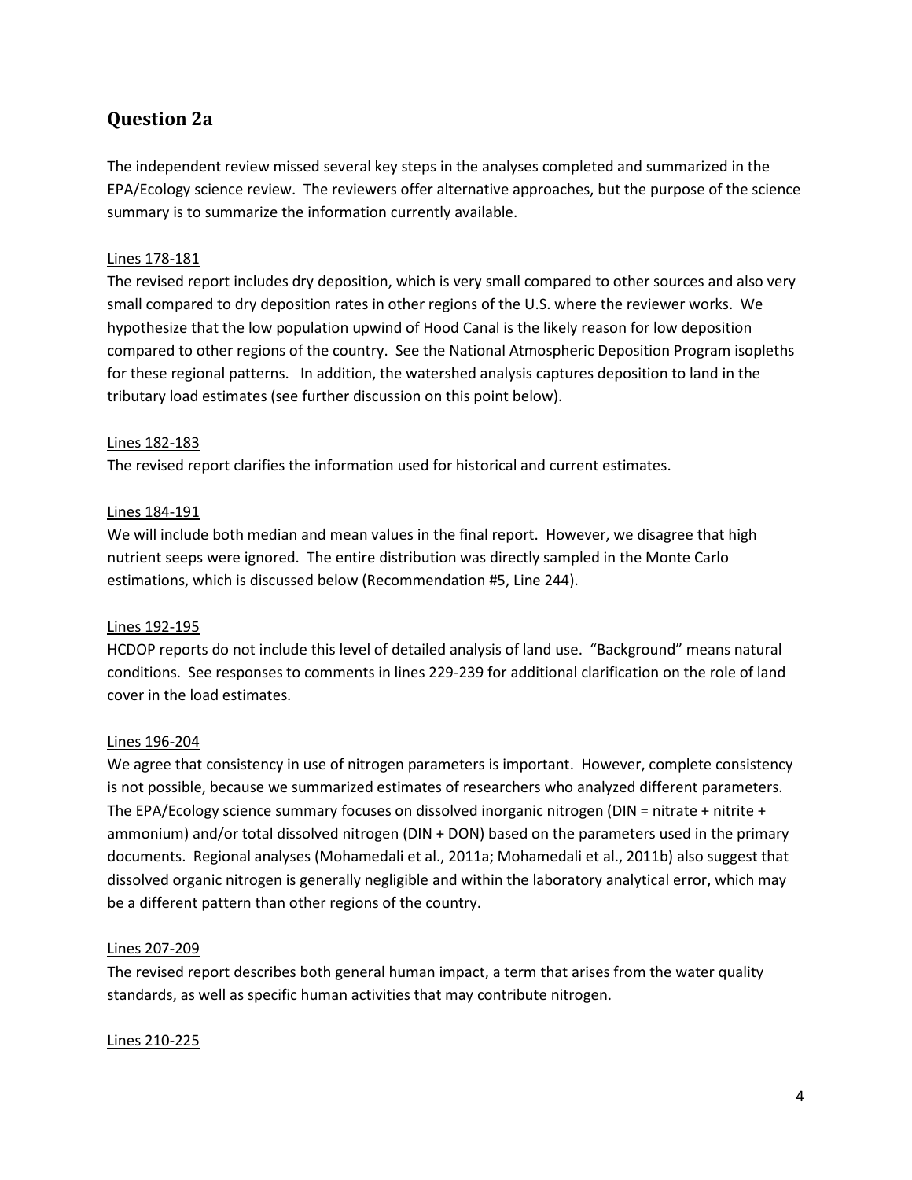## Question 2a

The independent review missed several key steps in the analyses completed and summarized in the EPA/Ecology science review. The reviewers offer alternative approaches, but the purpose of the science summary is to summarize the information currently available.

<u>Lines 178-181</u>

The revised report includes dry deposition, which is very small compared to other sources and also very small compared to dry deposition rates in other regions of the U.S. where the reviewer works. We hypothesize that the low population upwind of Hood Canal is the likely reason for low deposition compared to other regions of the country. See the National Atmospheric Deposition Program isopleths for these regional patterns. In addition, the watershed analysis captures deposition to land in the tributary load estimates (see further discussion on this point below).

<u>Lines 182-183</u>

The revised report clarifies the information used for historical and current estimates.

<u>Lines 184-191</u>

We will include both median and mean values in the final report. However, we disagree that high nutrient seeps were ignored. The entire distribution was directly sampled in the Monte Carlo estimations, which is discussed below (Recommendation #5, Line 244).

<u>Lines 192-195</u>

HCDOP reports do not include this level of detailed analysis of land use. "Background" means natural conditions. See responses to comments in lines 229-239 for additional clarification on the role of land cover in the load estimates.

<u>Lines 196-204</u>

We agree that consistency in use of nitrogen parameters is important. However, complete consistency is not possible, because we summarized estimates of researchers who analyzed different parameters. The EPA/Ecology science summary focuses on dissolved inorganic nitrogen (DIN = nitrate + nitrite + ammonium) and/or total dissolved nitrogen (DIN + DON) based on the parameters used in the primary documents. Regional analyses (Mohamedali et al., 2011a; Mohamedali et al., 2011b) also suggest that dissolved organic nitrogen is generally negligible and within the laboratory analytical error, which may be a different pattern than other regions of the country.

<u>Lines 207-209</u>

The revised report describes both general human impact, a term that arises from the water quality standards, as well as specific human activities that may contribute nitrogen.

<u>Lines 210-225</u>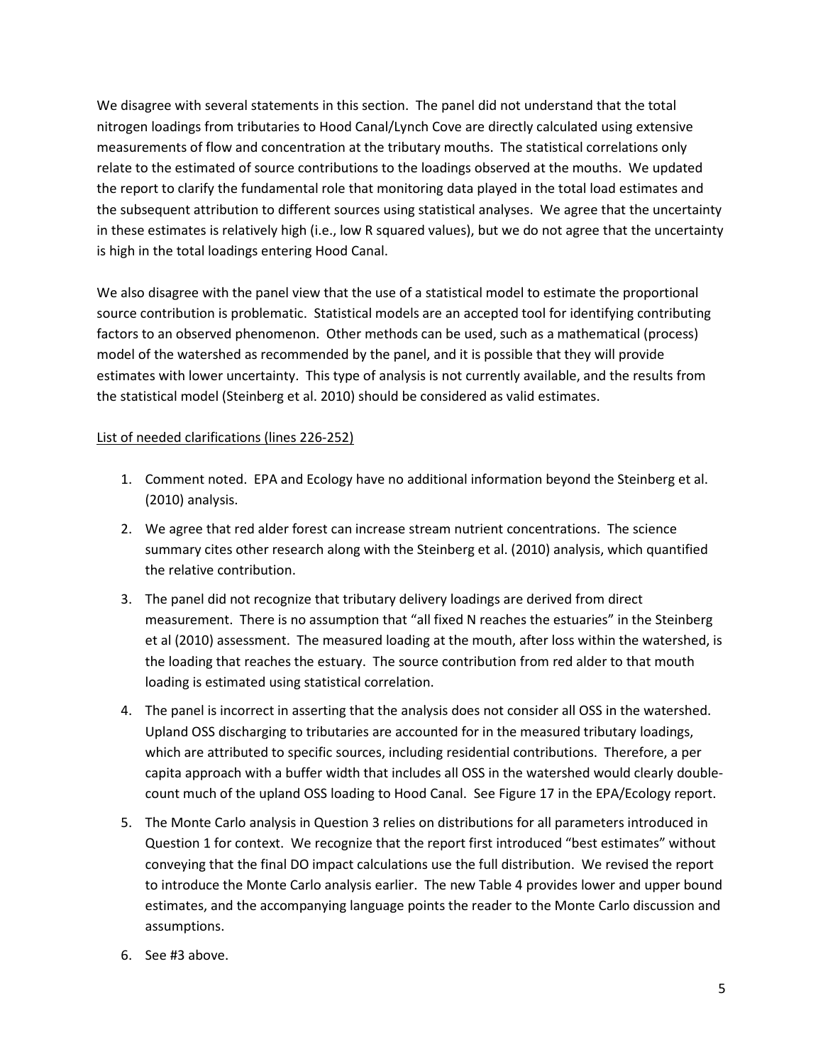We disagree with several statements in this section. The panel did not understand that the total nitrogen loadings from tributaries to Hood Canal/Lynch Cove are directly calculated using extensive measurements of flow and concentration at the tributary mouths. The statistical correlations only relate to the estimated of source contributions to the loadings observed at the mouths. We updated the report to clarify the fundamental role that monitoring data played in the total load estimates and the subsequent attribution to different sources using statistical analyses. We agree that the uncertainty in these estimates is relatively high (i.e., low R squared values), but we do not agree that the uncertainty is high in the total loadings entering Hood Canal.

We also disagree with the panel view that the use of a statistical model to estimate the proportional source contribution is problematic. Statistical models are an accepted tool for identifying contributing factors to an observed phenomenon. Other methods can be used, such as a mathematical (process) model of the watershed as recommended by the panel, and it is possible that they will provide estimates with lower uncertainty. This type of analysis is not currently available, and the results from the statistical model (Steinberg et al. 2010) should be considered as valid estimates.

<u>List of needed clarifications (lines 226-252)</u>

1. Comment noted. EPA and Ecology have no additional information beyond the Steinberg et al. (2010) analysis.
2. We agree that red alder forest can increase stream nutrient concentrations. The science summary cites other research along with the Steinberg et al. (2010) analysis, which quantified the relative contribution.
3. The panel did not recognize that tributary delivery loadings are derived from direct measurement. There is no assumption that "all fixed N reaches the estuaries" in the Steinberg et al (2010) assessment. The measured loading at the mouth, after loss within the watershed, is the loading that reaches the estuary. The source contribution from red alder to that mouth loading is estimated using statistical correlation.
4. The panel is incorrect in asserting that the analysis does not consider all OSS in the watershed. Upland OSS discharging to tributaries are accounted for in the measured tributary loadings, which are attributed to specific sources, including residential contributions. Therefore, a per capita approach with a buffer width that includes all OSS in the watershed would clearly double-count much of the upland OSS loading to Hood Canal. See Figure 17 in the EPA/Ecology report.
5. The Monte Carlo analysis in Question 3 relies on distributions for all parameters introduced in Question 1 for context. We recognize that the report first introduced "best estimates" without conveying that the final DO impact calculations use the full distribution. We revised the report to introduce the Monte Carlo analysis earlier. The new Table 4 provides lower and upper bound estimates, and the accompanying language points the reader to the Monte Carlo discussion and assumptions.
6. See #3 above.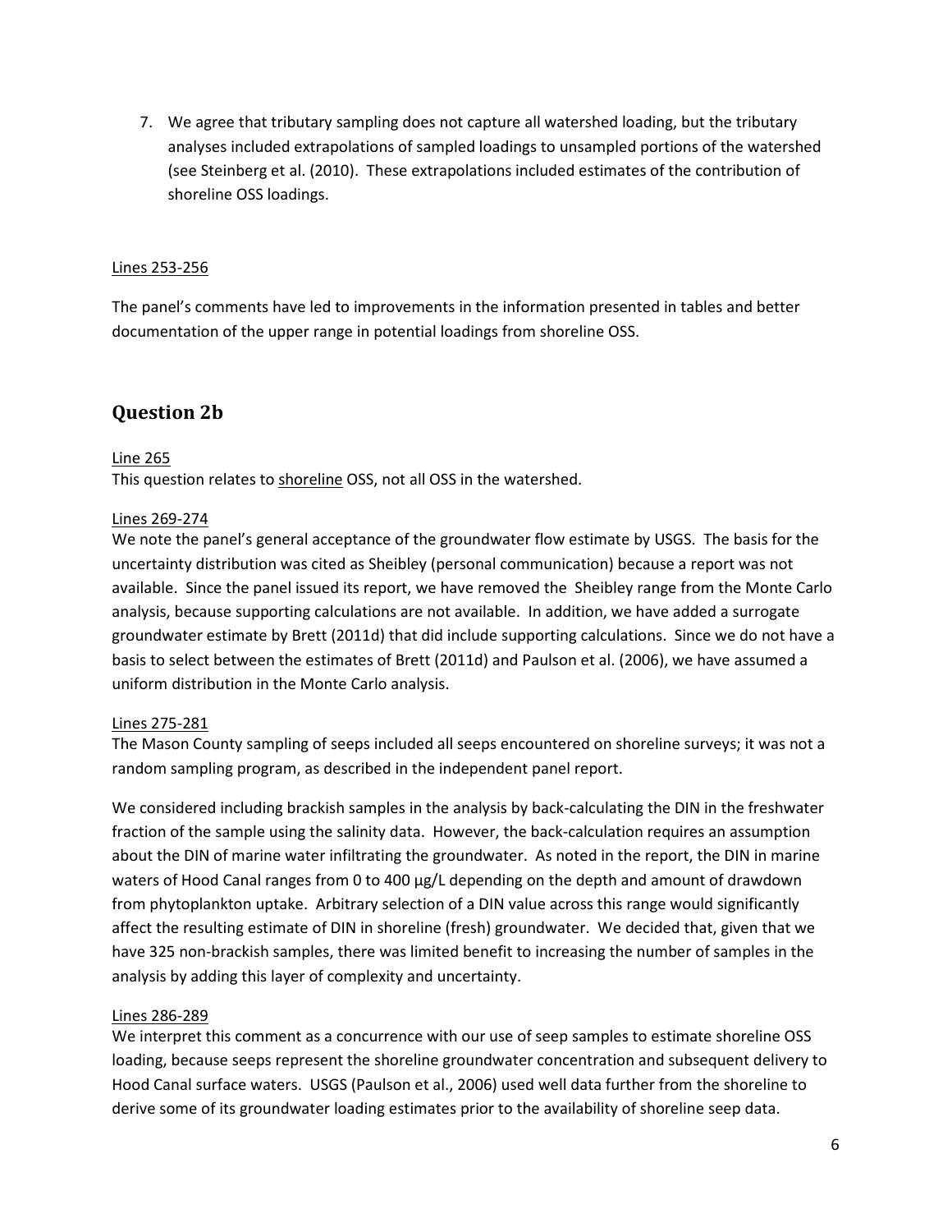7. We agree that tributary sampling does not capture all watershed loading, but the tributary analyses included extrapolations of sampled loadings to unsampled portions of the watershed (see Steinberg et al. (2010). These extrapolations included estimates of the contribution of shoreline OSS loadings.

Lines 253-256

The panel's comments have led to improvements in the information presented in tables and better documentation of the upper range in potential loadings from shoreline OSS.

## Question 2b

Line 265

This question relates to shoreline OSS, not all OSS in the watershed.

Lines 269-274

We note the panel's general acceptance of the groundwater flow estimate by USGS. The basis for the uncertainty distribution was cited as Sheibley (personal communication) because a report was not available. Since the panel issued its report, we have removed the Sheibley range from the Monte Carlo analysis, because supporting calculations are not available. In addition, we have added a surrogate groundwater estimate by Brett (2011d) that did include supporting calculations. Since we do not have a basis to select between the estimates of Brett (2011d) and Paulson et al. (2006), we have assumed a uniform distribution in the Monte Carlo analysis.

Lines 275-281

The Mason County sampling of seeps included all seeps encountered on shoreline surveys; it was not a random sampling program, as described in the independent panel report.

We considered including brackish samples in the analysis by back-calculating the DIN in the freshwater fraction of the sample using the salinity data. However, the back-calculation requires an assumption about the DIN of marine water infiltrating the groundwater. As noted in the report, the DIN in marine waters of Hood Canal ranges from 0 to 400 µg/L depending on the depth and amount of drawdown from phytoplankton uptake. Arbitrary selection of a DIN value across this range would significantly affect the resulting estimate of DIN in shoreline (fresh) groundwater. We decided that, given that we have 325 non-brackish samples, there was limited benefit to increasing the number of samples in the analysis by adding this layer of complexity and uncertainty.

Lines 286-289

We interpret this comment as a concurrence with our use of seep samples to estimate shoreline OSS loading, because seeps represent the shoreline groundwater concentration and subsequent delivery to Hood Canal surface waters. USGS (Paulson et al., 2006) used well data further from the shoreline to derive some of its groundwater loading estimates prior to the availability of shoreline seep data.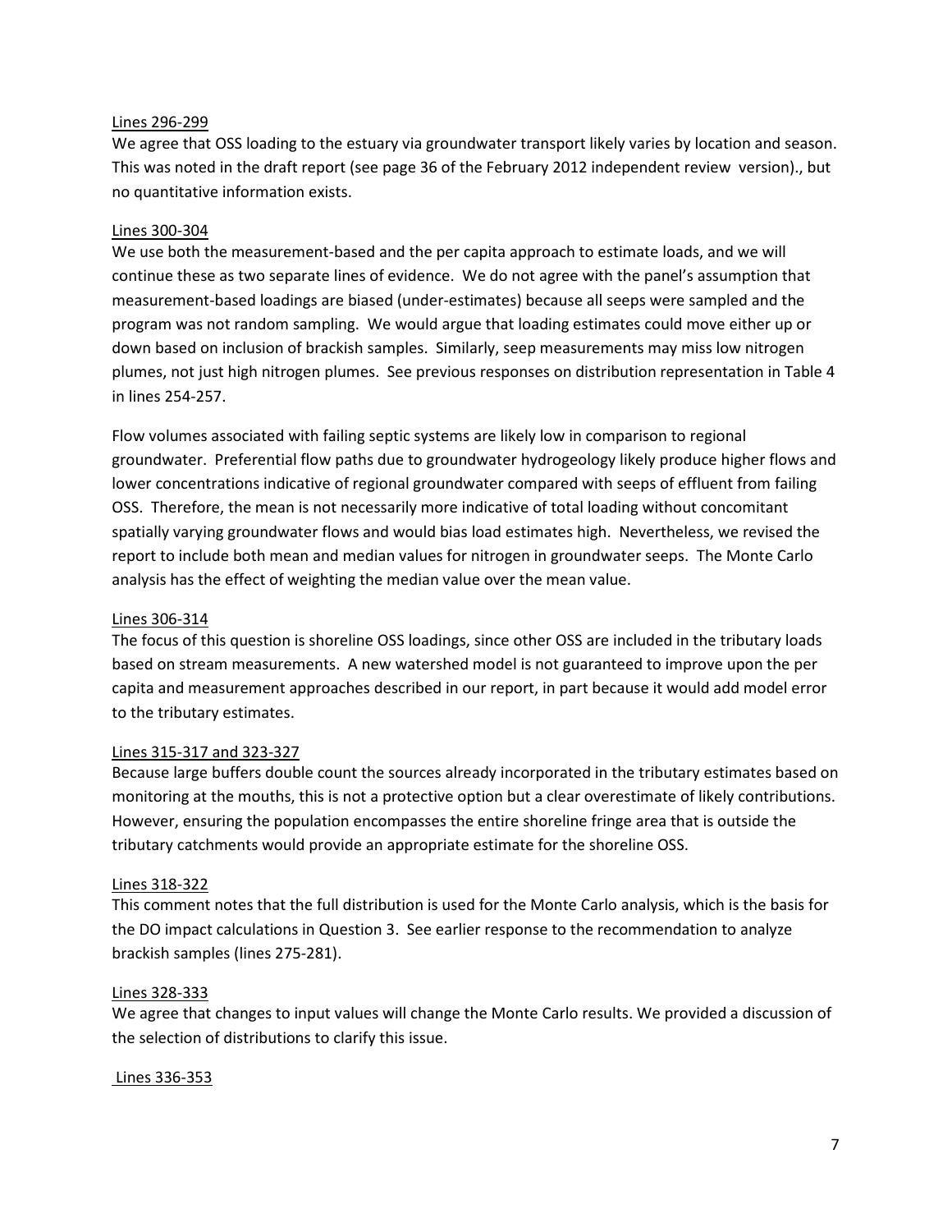Lines 296-299

We agree that OSS loading to the estuary via groundwater transport likely varies by location and season. This was noted in the draft report (see page 36 of the February 2012 independent review version)., but no quantitative information exists.

Lines 300-304

We use both the measurement-based and the per capita approach to estimate loads, and we will continue these as two separate lines of evidence. We do not agree with the panel's assumption that measurement-based loadings are biased (under-estimates) because all seeps were sampled and the program was not random sampling. We would argue that loading estimates could move either up or down based on inclusion of brackish samples. Similarly, seep measurements may miss low nitrogen plumes, not just high nitrogen plumes. See previous responses on distribution representation in Table 4 in lines 254-257.

Flow volumes associated with failing septic systems are likely low in comparison to regional groundwater. Preferential flow paths due to groundwater hydrogeology likely produce higher flows and lower concentrations indicative of regional groundwater compared with seeps of effluent from failing OSS. Therefore, the mean is not necessarily more indicative of total loading without concomitant spatially varying groundwater flows and would bias load estimates high. Nevertheless, we revised the report to include both mean and median values for nitrogen in groundwater seeps. The Monte Carlo analysis has the effect of weighting the median value over the mean value.

Lines 306-314

The focus of this question is shoreline OSS loadings, since other OSS are included in the tributary loads based on stream measurements. A new watershed model is not guaranteed to improve upon the per capita and measurement approaches described in our report, in part because it would add model error to the tributary estimates.

Lines 315-317 and 323-327

Because large buffers double count the sources already incorporated in the tributary estimates based on monitoring at the mouths, this is not a protective option but a clear overestimate of likely contributions. However, ensuring the population encompasses the entire shoreline fringe area that is outside the tributary catchments would provide an appropriate estimate for the shoreline OSS.

Lines 318-322

This comment notes that the full distribution is used for the Monte Carlo analysis, which is the basis for the DO impact calculations in Question 3. See earlier response to the recommendation to analyze brackish samples (lines 275-281).

Lines 328-333

We agree that changes to input values will change the Monte Carlo results. We provided a discussion of the selection of distributions to clarify this issue.

Lines 336-353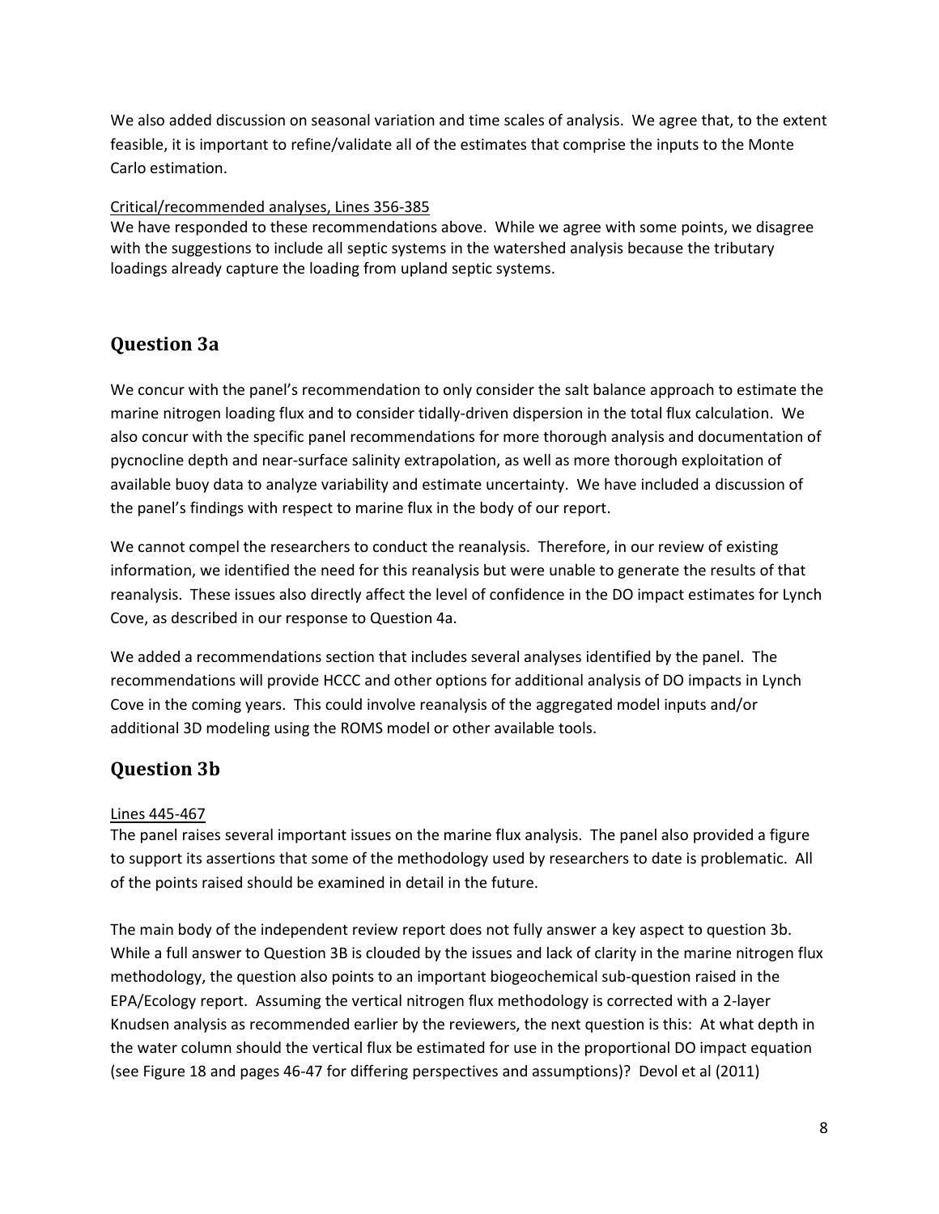We also added discussion on seasonal variation and time scales of analysis. We agree that, to the extent feasible, it is important to refine/validate all of the estimates that comprise the inputs to the Monte Carlo estimation.

Critical/recommended analyses, Lines 356-385

We have responded to these recommendations above. While we agree with some points, we disagree with the suggestions to include all septic systems in the watershed analysis because the tributary loadings already capture the loading from upland septic systems.

## Question 3a

We concur with the panel's recommendation to only consider the salt balance approach to estimate the marine nitrogen loading flux and to consider tidally-driven dispersion in the total flux calculation. We also concur with the specific panel recommendations for more thorough analysis and documentation of pycnocline depth and near-surface salinity extrapolation, as well as more thorough exploitation of available buoy data to analyze variability and estimate uncertainty. We have included a discussion of the panel's findings with respect to marine flux in the body of our report.

We cannot compel the researchers to conduct the reanalysis. Therefore, in our review of existing information, we identified the need for this reanalysis but were unable to generate the results of that reanalysis. These issues also directly affect the level of confidence in the DO impact estimates for Lynch Cove, as described in our response to Question 4a.

We added a recommendations section that includes several analyses identified by the panel. The recommendations will provide HCCC and other options for additional analysis of DO impacts in Lynch Cove in the coming years. This could involve reanalysis of the aggregated model inputs and/or additional 3D modeling using the ROMS model or other available tools.

## Question 3b

Lines 445-467

The panel raises several important issues on the marine flux analysis. The panel also provided a figure to support its assertions that some of the methodology used by researchers to date is problematic. All of the points raised should be examined in detail in the future.

The main body of the independent review report does not fully answer a key aspect to question 3b. While a full answer to Question 3B is clouded by the issues and lack of clarity in the marine nitrogen flux methodology, the question also points to an important biogeochemical sub-question raised in the EPA/Ecology report. Assuming the vertical nitrogen flux methodology is corrected with a 2-layer Knudsen analysis as recommended earlier by the reviewers, the next question is this: At what depth in the water column should the vertical flux be estimated for use in the proportional DO impact equation (see Figure 18 and pages 46-47 for differing perspectives and assumptions)? Devol et al (2011)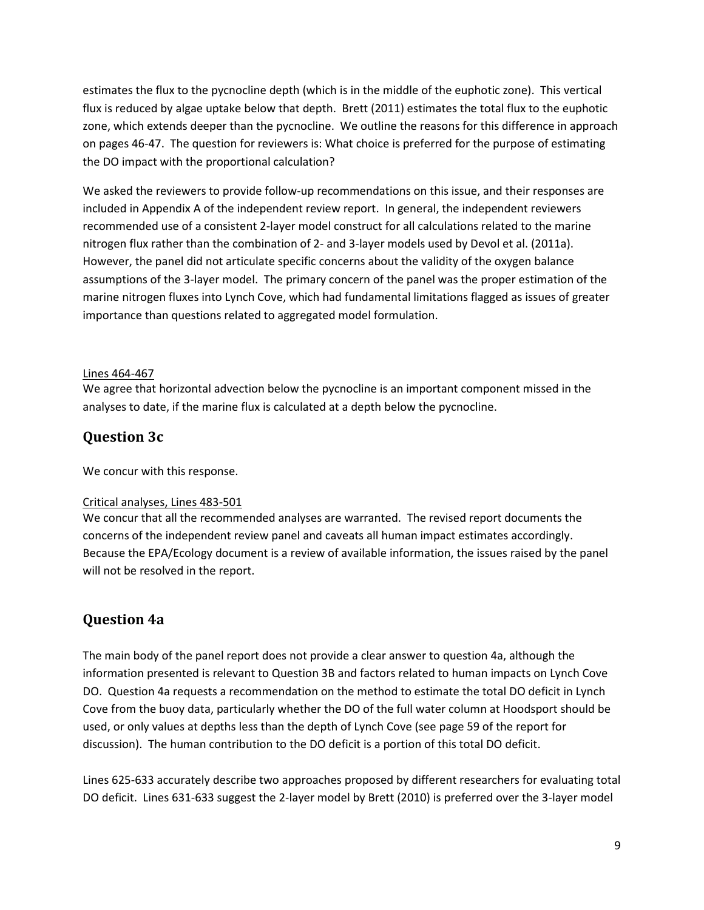estimates the flux to the pycnocline depth (which is in the middle of the euphotic zone). This vertical flux is reduced by algae uptake below that depth. Brett (2011) estimates the total flux to the euphotic zone, which extends deeper than the pycnocline. We outline the reasons for this difference in approach on pages 46-47. The question for reviewers is: What choice is preferred for the purpose of estimating the DO impact with the proportional calculation?

We asked the reviewers to provide follow-up recommendations on this issue, and their responses are included in Appendix A of the independent review report. In general, the independent reviewers recommended use of a consistent 2-layer model construct for all calculations related to the marine nitrogen flux rather than the combination of 2- and 3-layer models used by Devol et al. (2011a). However, the panel did not articulate specific concerns about the validity of the oxygen balance assumptions of the 3-layer model. The primary concern of the panel was the proper estimation of the marine nitrogen fluxes into Lynch Cove, which had fundamental limitations flagged as issues of greater importance than questions related to aggregated model formulation.

Lines 464-467

We agree that horizontal advection below the pycnocline is an important component missed in the analyses to date, if the marine flux is calculated at a depth below the pycnocline.

## Question 3c

We concur with this response.

Critical analyses, Lines 483-501

We concur that all the recommended analyses are warranted. The revised report documents the concerns of the independent review panel and caveats all human impact estimates accordingly. Because the EPA/Ecology document is a review of available information, the issues raised by the panel will not be resolved in the report.

## Question 4a

The main body of the panel report does not provide a clear answer to question 4a, although the information presented is relevant to Question 3B and factors related to human impacts on Lynch Cove DO. Question 4a requests a recommendation on the method to estimate the total DO deficit in Lynch Cove from the buoy data, particularly whether the DO of the full water column at Hoodsport should be used, or only values at depths less than the depth of Lynch Cove (see page 59 of the report for discussion). The human contribution to the DO deficit is a portion of this total DO deficit.

Lines 625-633 accurately describe two approaches proposed by different researchers for evaluating total DO deficit. Lines 631-633 suggest the 2-layer model by Brett (2010) is preferred over the 3-layer model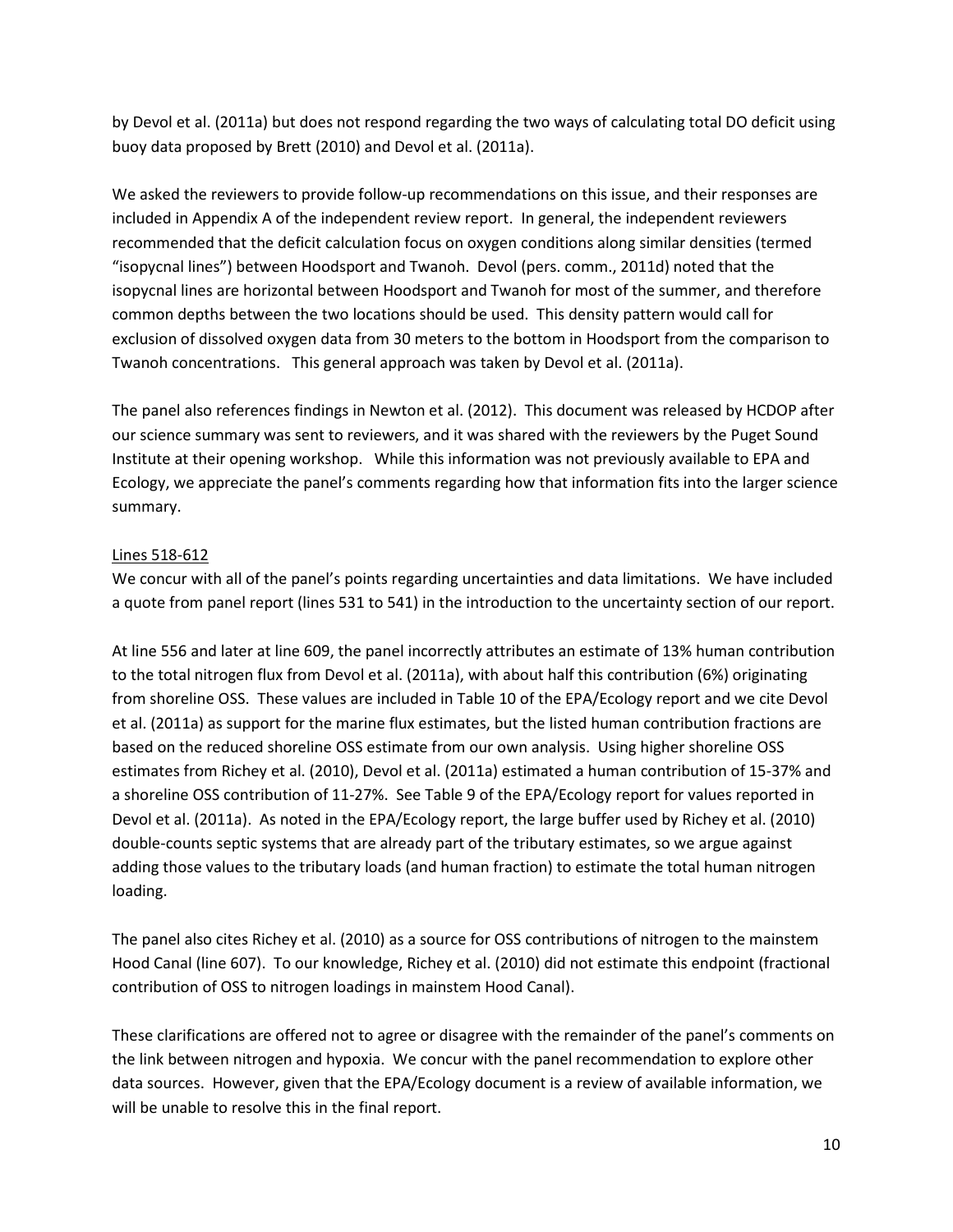by Devol et al. (2011a) but does not respond regarding the two ways of calculating total DO deficit using buoy data proposed by Brett (2010) and Devol et al. (2011a).

We asked the reviewers to provide follow-up recommendations on this issue, and their responses are included in Appendix A of the independent review report. In general, the independent reviewers recommended that the deficit calculation focus on oxygen conditions along similar densities (termed "isopycnal lines") between Hoodsport and Twanoh. Devol (pers. comm., 2011d) noted that the isopycnal lines are horizontal between Hoodsport and Twanoh for most of the summer, and therefore common depths between the two locations should be used. This density pattern would call for exclusion of dissolved oxygen data from 30 meters to the bottom in Hoodsport from the comparison to Twanoh concentrations. This general approach was taken by Devol et al. (2011a).

The panel also references findings in Newton et al. (2012). This document was released by HCDOP after our science summary was sent to reviewers, and it was shared with the reviewers by the Puget Sound Institute at their opening workshop. While this information was not previously available to EPA and Ecology, we appreciate the panel's comments regarding how that information fits into the larger science summary.

<u>Lines 518-612</u>

We concur with all of the panel's points regarding uncertainties and data limitations. We have included a quote from panel report (lines 531 to 541) in the introduction to the uncertainty section of our report.

At line 556 and later at line 609, the panel incorrectly attributes an estimate of 13% human contribution to the total nitrogen flux from Devol et al. (2011a), with about half this contribution (6%) originating from shoreline OSS. These values are included in Table 10 of the EPA/Ecology report and we cite Devol et al. (2011a) as support for the marine flux estimates, but the listed human contribution fractions are based on the reduced shoreline OSS estimate from our own analysis. Using higher shoreline OSS estimates from Richey et al. (2010), Devol et al. (2011a) estimated a human contribution of 15-37% and a shoreline OSS contribution of 11-27%. See Table 9 of the EPA/Ecology report for values reported in Devol et al. (2011a). As noted in the EPA/Ecology report, the large buffer used by Richey et al. (2010) double-counts septic systems that are already part of the tributary estimates, so we argue against adding those values to the tributary loads (and human fraction) to estimate the total human nitrogen loading.

The panel also cites Richey et al. (2010) as a source for OSS contributions of nitrogen to the mainstem Hood Canal (line 607). To our knowledge, Richey et al. (2010) did not estimate this endpoint (fractional contribution of OSS to nitrogen loadings in mainstem Hood Canal).

These clarifications are offered not to agree or disagree with the remainder of the panel's comments on the link between nitrogen and hypoxia. We concur with the panel recommendation to explore other data sources. However, given that the EPA/Ecology document is a review of available information, we will be unable to resolve this in the final report.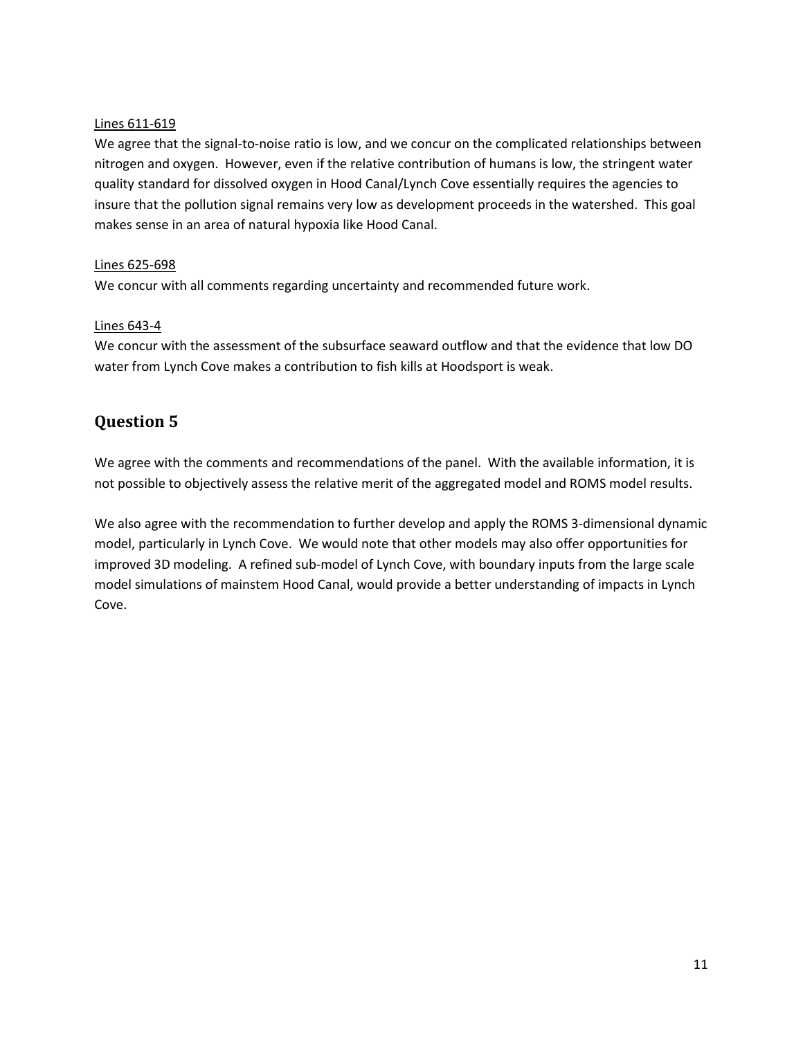<u>Lines 611-619</u>

We agree that the signal-to-noise ratio is low, and we concur on the complicated relationships between nitrogen and oxygen. However, even if the relative contribution of humans is low, the stringent water quality standard for dissolved oxygen in Hood Canal/Lynch Cove essentially requires the agencies to insure that the pollution signal remains very low as development proceeds in the watershed. This goal makes sense in an area of natural hypoxia like Hood Canal.

<u>Lines 625-698</u>

We concur with all comments regarding uncertainty and recommended future work.

<u>Lines 643-4</u>

We concur with the assessment of the subsurface seaward outflow and that the evidence that low DO water from Lynch Cove makes a contribution to fish kills at Hoodsport is weak.

## Question 5

We agree with the comments and recommendations of the panel. With the available information, it is not possible to objectively assess the relative merit of the aggregated model and ROMS model results.

We also agree with the recommendation to further develop and apply the ROMS 3-dimensional dynamic model, particularly in Lynch Cove. We would note that other models may also offer opportunities for improved 3D modeling. A refined sub-model of Lynch Cove, with boundary inputs from the large scale model simulations of mainstem Hood Canal, would provide a better understanding of impacts in Lynch Cove.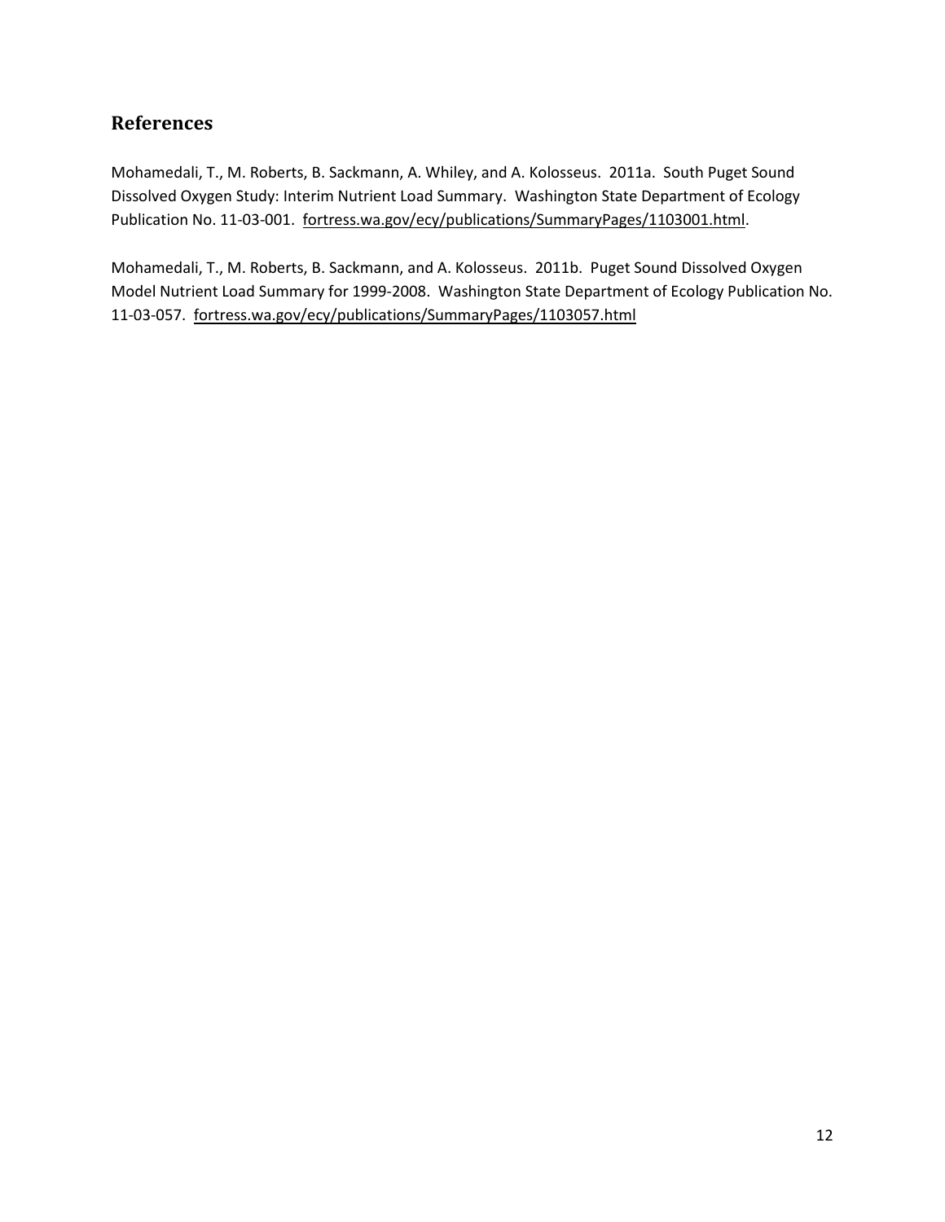## References

Mohamedali, T., M. Roberts, B. Sackmann, A. Whiley, and A. Kolosseus. 2011a. South Puget Sound Dissolved Oxygen Study: Interim Nutrient Load Summary. Washington State Department of Ecology Publication No. 11-03-001. fortress.wa.gov/ecy/publications/SummaryPages/1103001.html.

Mohamedali, T., M. Roberts, B. Sackmann, and A. Kolosseus. 2011b. Puget Sound Dissolved Oxygen Model Nutrient Load Summary for 1999-2008. Washington State Department of Ecology Publication No. 11-03-057. fortress.wa.gov/ecy/publications/SummaryPages/1103057.html